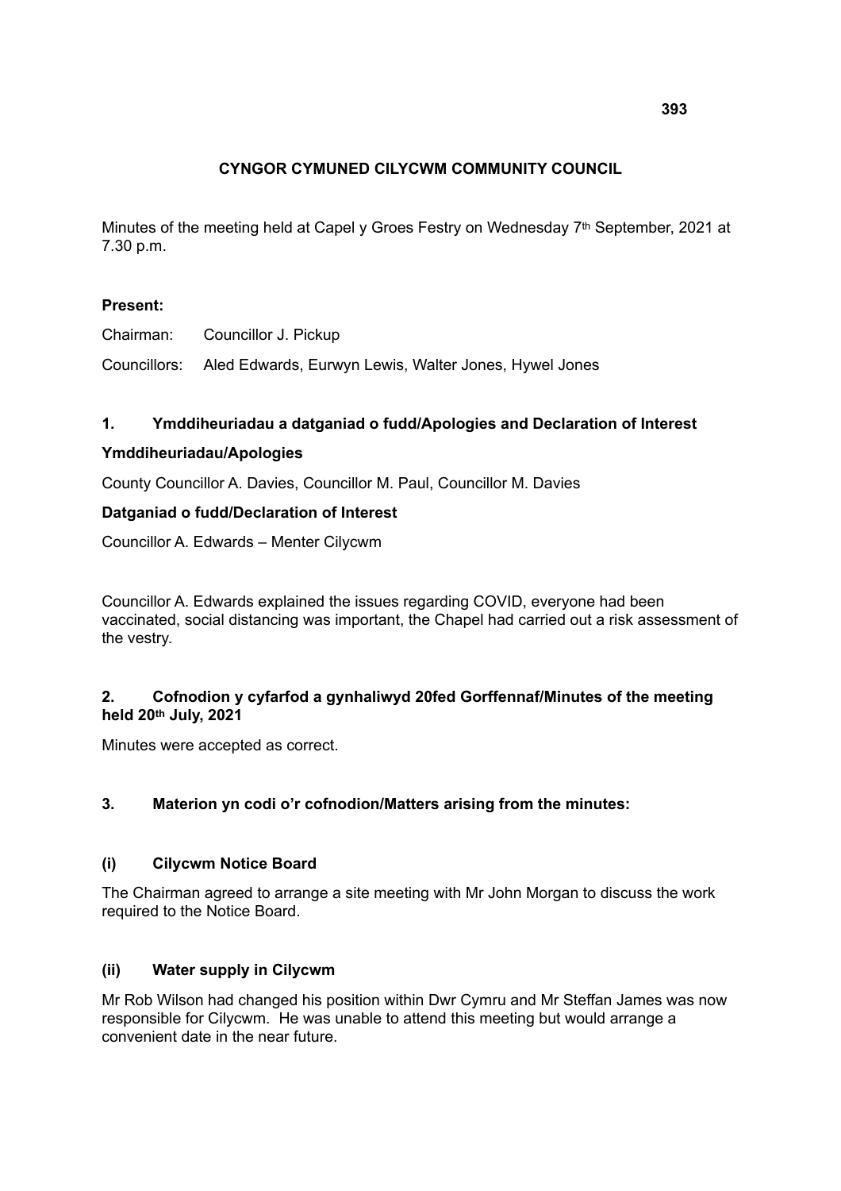**CYNGOR CYMUNED CILYCWM COMMUNITY COUNCIL**

Minutes of the meeting held at Capel y Groes Festry on Wednesday 7th September, 2021 at 7.30 p.m.

**Present:**

Chairman: Councillor J. Pickup

Councillors: Aled Edwards, Eurwyn Lewis, Walter Jones, Hywel Jones

### 1. Ymddiheuriadau a datganiad o fudd/Apologies and Declaration of Interest

**Ymddiheuriadau/Apologies**

County Councillor A. Davies, Councillor M. Paul, Councillor M. Davies

**Datganiad o fudd/Declaration of Interest**

Councillor A. Edwards – Menter Cilycwm

Councillor A. Edwards explained the issues regarding COVID, everyone had been vaccinated, social distancing was important, the Chapel had carried out a risk assessment of the vestry.

### 2. Cofnodion y cyfarfod a gynhaliwyd 20fed Gorffennaf/Minutes of the meeting held 20th July, 2021

Minutes were accepted as correct.

### 3. Materion yn codi o'r cofnodion/Matters arising from the minutes:

#### (i) Cilycwm Notice Board

The Chairman agreed to arrange a site meeting with Mr John Morgan to discuss the work required to the Notice Board.

#### (ii) Water supply in Cilycwm

Mr Rob Wilson had changed his position within Dwr Cymru and Mr Steffan James was now responsible for Cilycwm. He was unable to attend this meeting but would arrange a convenient date in the near future.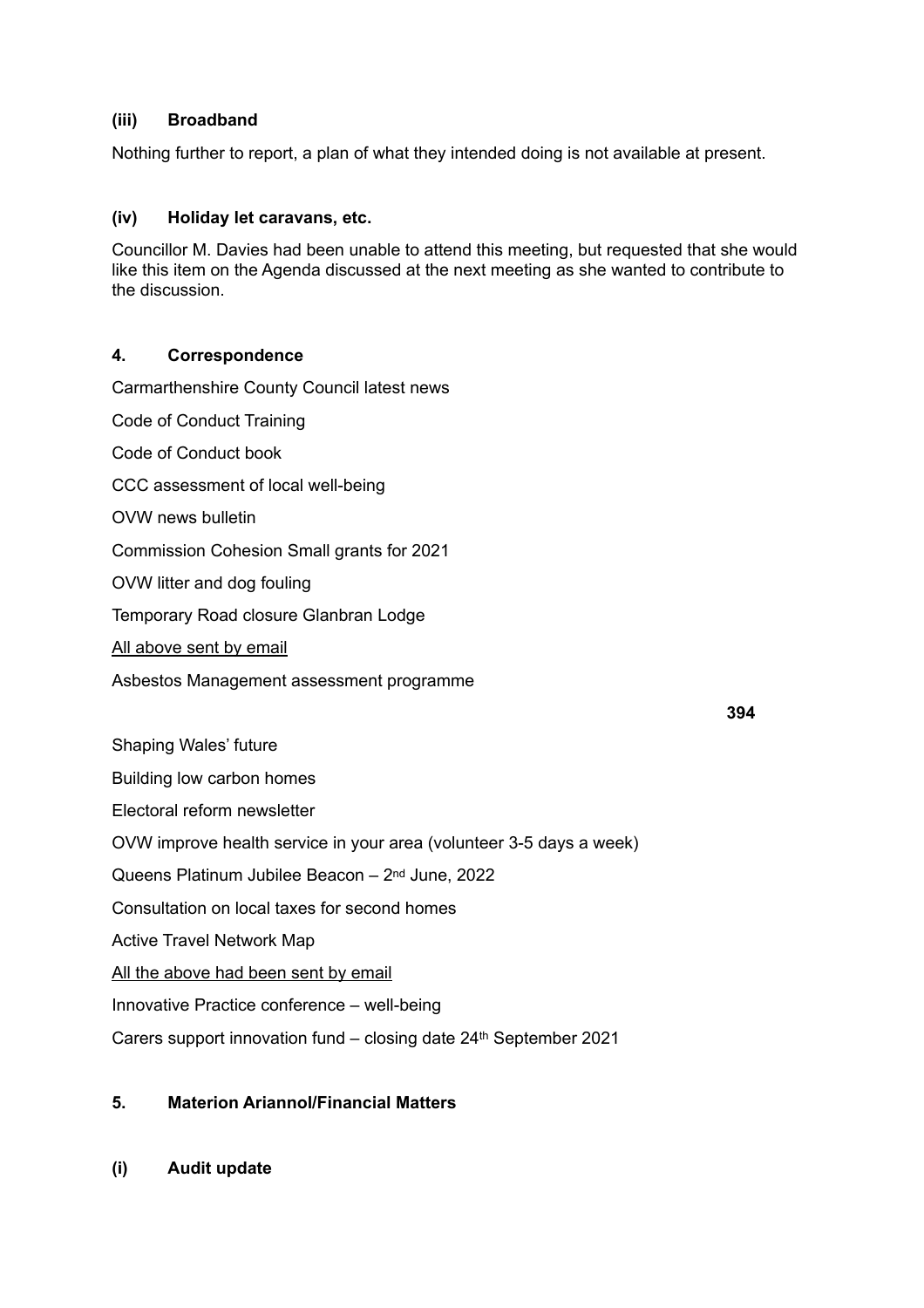### (iii) Broadband

Nothing further to report, a plan of what they intended doing is not available at present.

### (iv) Holiday let caravans, etc.

Councillor M. Davies had been unable to attend this meeting, but requested that she would like this item on the Agenda discussed at the next meeting as she wanted to contribute to the discussion.

## 4. Correspondence

Carmarthenshire County Council latest news

Code of Conduct Training

Code of Conduct book

CCC assessment of local well-being

OVW news bulletin

Commission Cohesion Small grants for 2021

OVW litter and dog fouling

Temporary Road closure Glanbran Lodge

<u>All above sent by email</u>

Asbestos Management assessment programme

Shaping Wales' future

Building low carbon homes

Electoral reform newsletter

OVW improve health service in your area (volunteer 3-5 days a week)

Queens Platinum Jubilee Beacon – 2nd June, 2022

Consultation on local taxes for second homes

Active Travel Network Map

<u>All the above had been sent by email</u>

Innovative Practice conference – well-being

Carers support innovation fund – closing date 24th September 2021

## 5. Materion Ariannol/Financial Matters

### (i) Audit update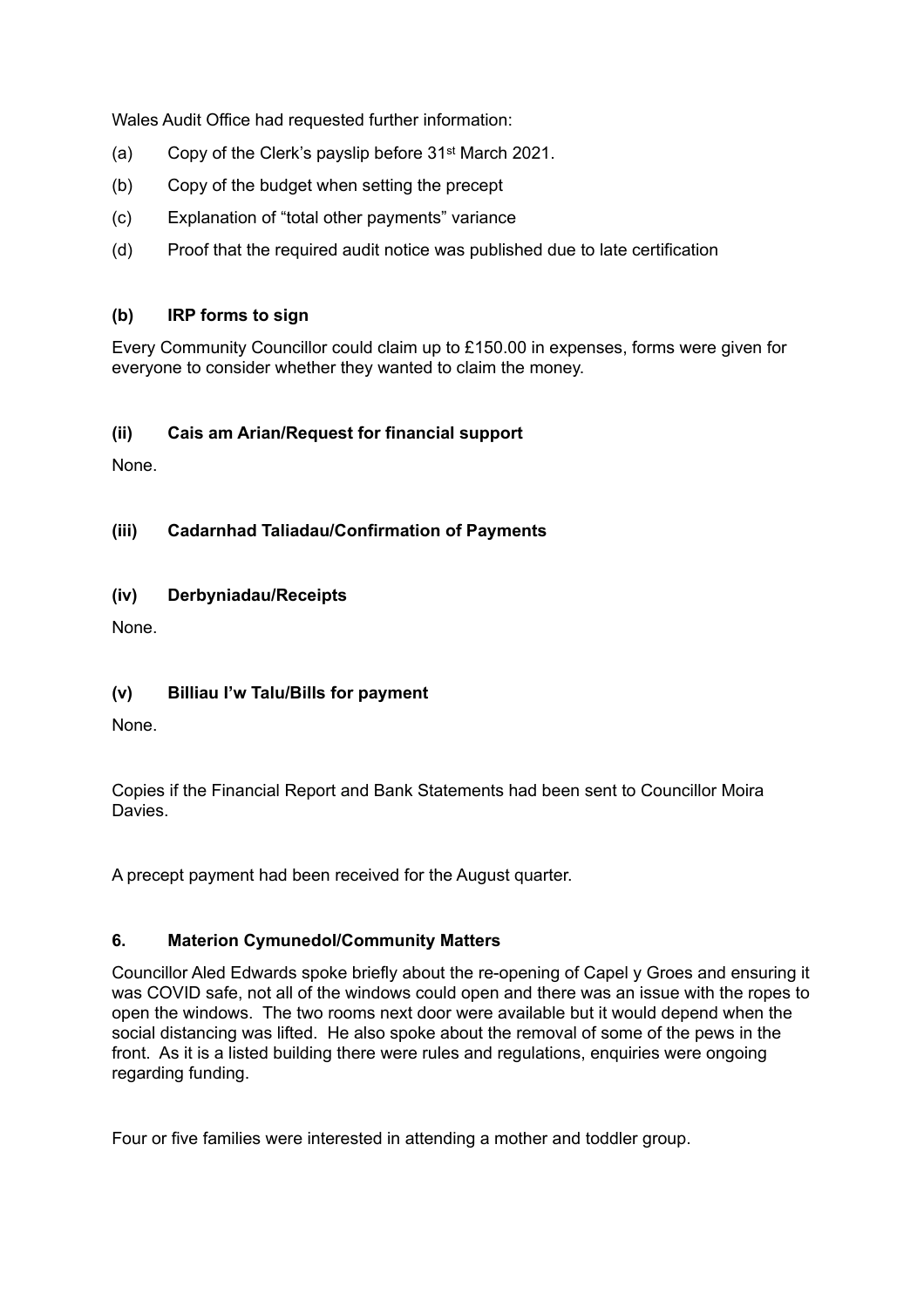Wales Audit Office had requested further information:

(a) Copy of the Clerk's payslip before 31st March 2021.

(b) Copy of the budget when setting the precept

(c) Explanation of "total other payments" variance

(d) Proof that the required audit notice was published due to late certification

**(b) IRP forms to sign**

Every Community Councillor could claim up to £150.00 in expenses, forms were given for everyone to consider whether they wanted to claim the money.

**(ii) Cais am Arian/Request for financial support**

None.

**(iii) Cadarnhad Taliadau/Confirmation of Payments**

**(iv) Derbyniadau/Receipts**

None.

**(v) Billiau I'w Talu/Bills for payment**

None.

Copies if the Financial Report and Bank Statements had been sent to Councillor Moira Davies.

A precept payment had been received for the August quarter.

**6. Materion Cymunedol/Community Matters**

Councillor Aled Edwards spoke briefly about the re-opening of Capel y Groes and ensuring it was COVID safe, not all of the windows could open and there was an issue with the ropes to open the windows. The two rooms next door were available but it would depend when the social distancing was lifted. He also spoke about the removal of some of the pews in the front. As it is a listed building there were rules and regulations, enquiries were ongoing regarding funding.

Four or five families were interested in attending a mother and toddler group.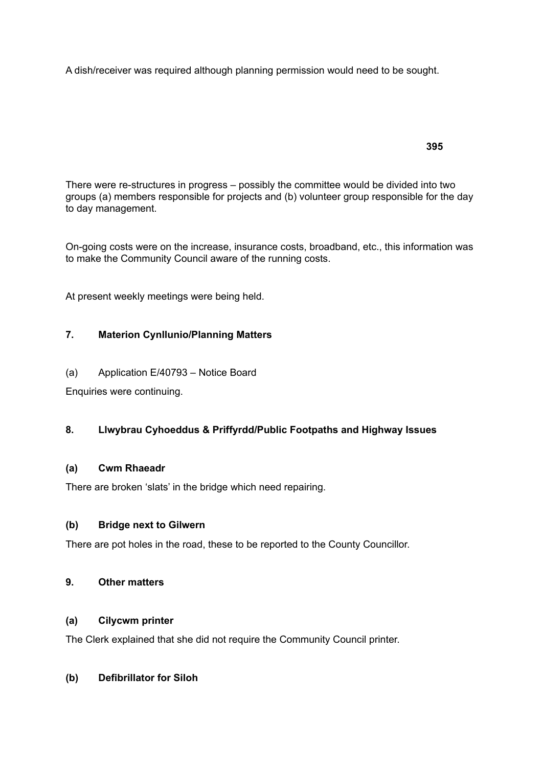A dish/receiver was required although planning permission would need to be sought.

There were re-structures in progress – possibly the committee would be divided into two groups (a) members responsible for projects and (b) volunteer group responsible for the day to day management.

On-going costs were on the increase, insurance costs, broadband, etc., this information was to make the Community Council aware of the running costs.

At present weekly meetings were being held.

## 7. Materion Cynllunio/Planning Matters

(a) Application E/40793 – Notice Board

Enquiries were continuing.

## 8. Llwybrau Cyhoeddus & Priffyrdd/Public Footpaths and Highway Issues

### (a) Cwm Rhaeadr

There are broken 'slats' in the bridge which need repairing.

### (b) Bridge next to Gilwern

There are pot holes in the road, these to be reported to the County Councillor.

## 9. Other matters

### (a) Cilycwm printer

The Clerk explained that she did not require the Community Council printer.

### (b) Defibrillator for Siloh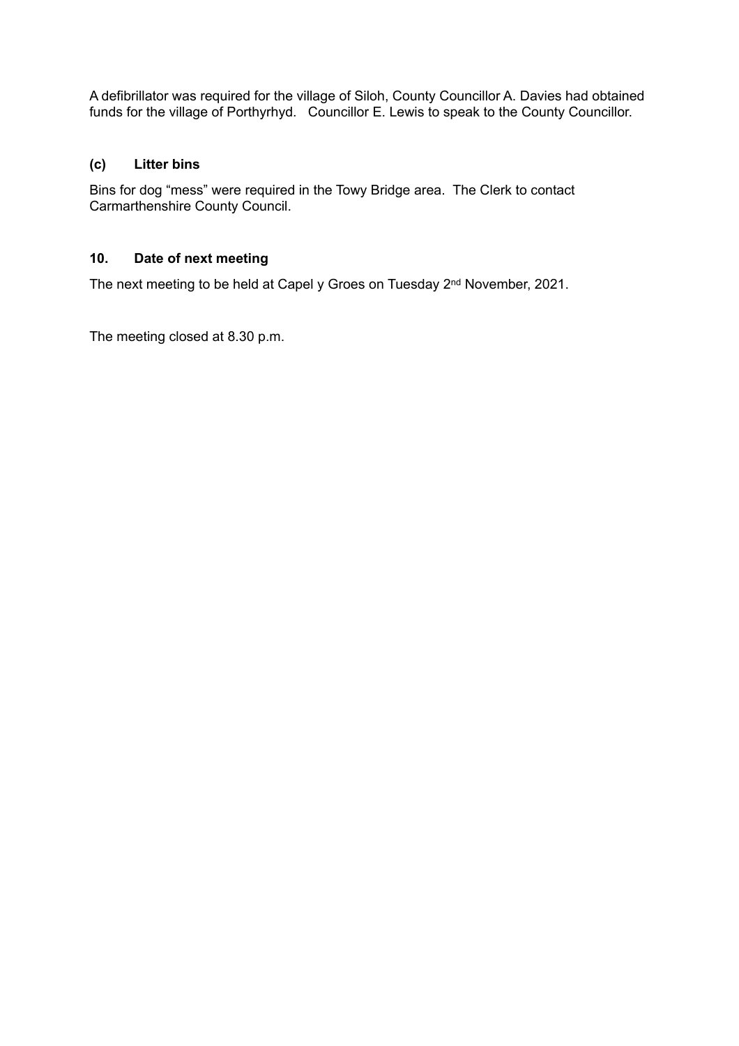A defibrillator was required for the village of Siloh, County Councillor A. Davies had obtained funds for the village of Porthyrhyd. Councillor E. Lewis to speak to the County Councillor.

### (c) Litter bins

Bins for dog "mess" were required in the Towy Bridge area. The Clerk to contact Carmarthenshire County Council.

### 10. Date of next meeting

The next meeting to be held at Capel y Groes on Tuesday 2nd November, 2021.

The meeting closed at 8.30 p.m.